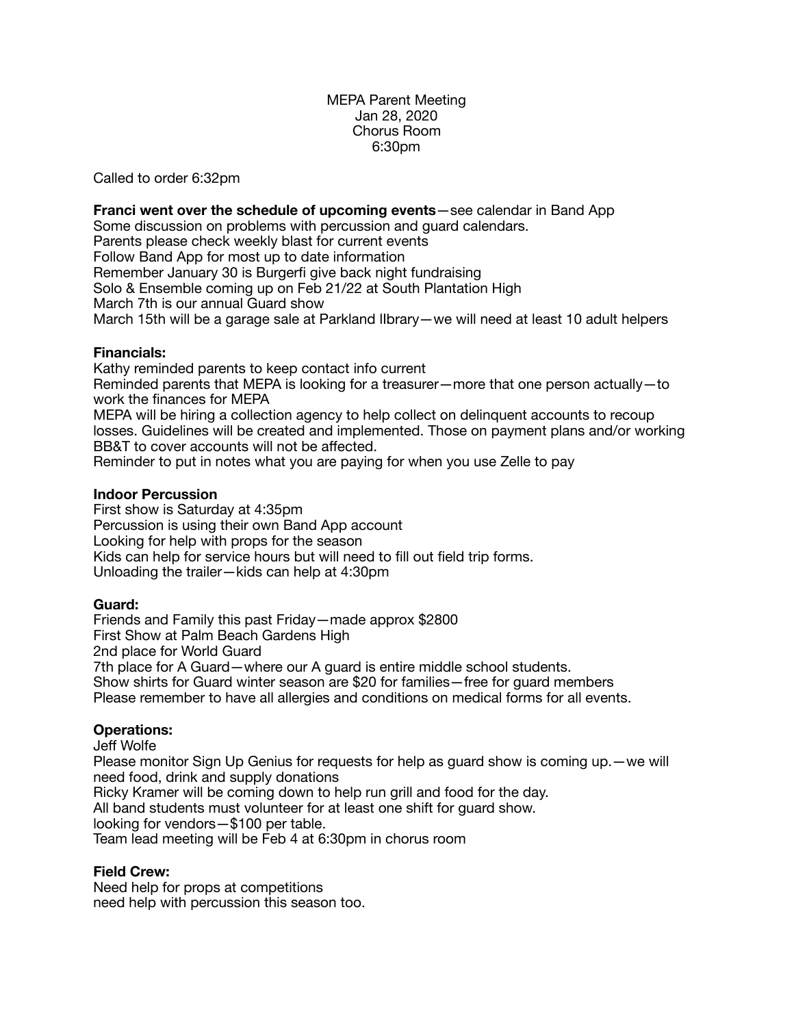MEPA Parent Meeting
Jan 28, 2020
Chorus Room
6:30pm

Called to order 6:32pm

**Franci went over the schedule of upcoming events**—see calendar in Band App
Some discussion on problems with percussion and guard calendars.
Parents please check weekly blast for current events
Follow Band App for most up to date information
Remember January 30 is Burgerfi give back night fundraising
Solo & Ensemble coming up on Feb 21/22 at South Plantation High
March 7th is our annual Guard show
March 15th will be a garage sale at Parkland lIbrary—we will need at least 10 adult helpers

**Financials:**
Kathy reminded parents to keep contact info current
Reminded parents that MEPA is looking for a treasurer—more that one person actually—to work the finances for MEPA
MEPA will be hiring a collection agency to help collect on delinquent accounts to recoup losses. Guidelines will be created and implemented. Those on payment plans and/or working BB&T to cover accounts will not be affected.
Reminder to put in notes what you are paying for when you use Zelle to pay

**Indoor Percussion**
First show is Saturday at 4:35pm
Percussion is using their own Band App account
Looking for help with props for the season
Kids can help for service hours but will need to fill out field trip forms.
Unloading the trailer—kids can help at 4:30pm

**Guard:**
Friends and Family this past Friday—made approx $2800
First Show at Palm Beach Gardens High
2nd place for World Guard
7th place for A Guard—where our A guard is entire middle school students.
Show shirts for Guard winter season are $20 for families—free for guard members
Please remember to have all allergies and conditions on medical forms for all events.

**Operations:**
Jeff Wolfe
Please monitor Sign Up Genius for requests for help as guard show is coming up.—we will need food, drink and supply donations
Ricky Kramer will be coming down to help run grill and food for the day.
All band students must volunteer for at least one shift for guard show.
looking for vendors—$100 per table.
Team lead meeting will be Feb 4 at 6:30pm in chorus room

**Field Crew:**
Need help for props at competitions
need help with percussion this season too.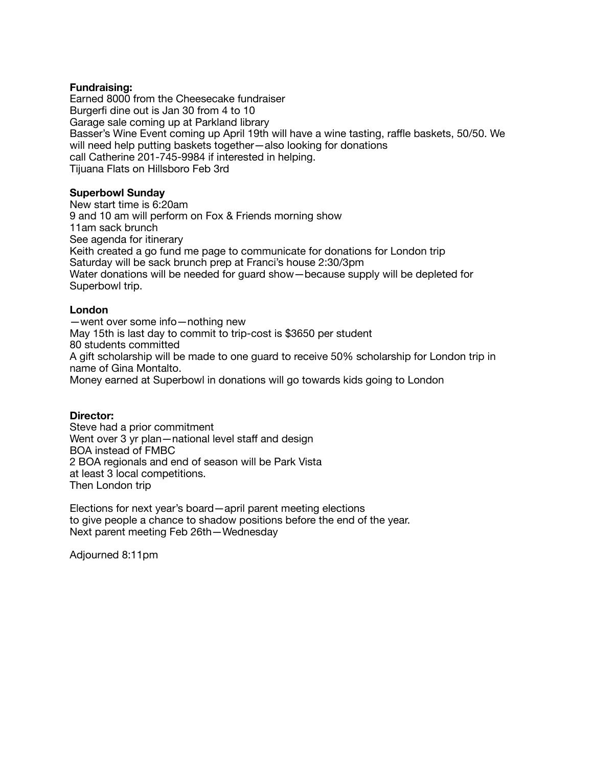**Fundraising:**
Earned 8000 from the Cheesecake fundraiser
Burgerfi dine out is Jan 30 from 4 to 10
Garage sale coming up at Parkland library
Basser's Wine Event coming up April 19th will have a wine tasting, raffle baskets, 50/50. We will need help putting baskets together—also looking for donations
call Catherine 201-745-9984 if interested in helping.
Tijuana Flats on Hillsboro Feb 3rd

**Superbowl Sunday**
New start time is 6:20am
9 and 10 am will perform on Fox & Friends morning show
11am sack brunch
See agenda for itinerary
Keith created a go fund me page to communicate for donations for London trip
Saturday will be sack brunch prep at Franci's house 2:30/3pm
Water donations will be needed for guard show—because supply will be depleted for Superbowl trip.

**London**
—went over some info—nothing new
May 15th is last day to commit to trip-cost is $3650 per student
80 students committed
A gift scholarship will be made to one guard to receive 50% scholarship for London trip in name of Gina Montalto.
Money earned at Superbowl in donations will go towards kids going to London

**Director:**
Steve had a prior commitment
Went over 3 yr plan—national level staff and design
BOA instead of FMBC
2 BOA regionals and end of season will be Park Vista
at least 3 local competitions.
Then London trip

Elections for next year's board—april parent meeting elections
to give people a chance to shadow positions before the end of the year.
Next parent meeting Feb 26th—Wednesday

Adjourned 8:11pm